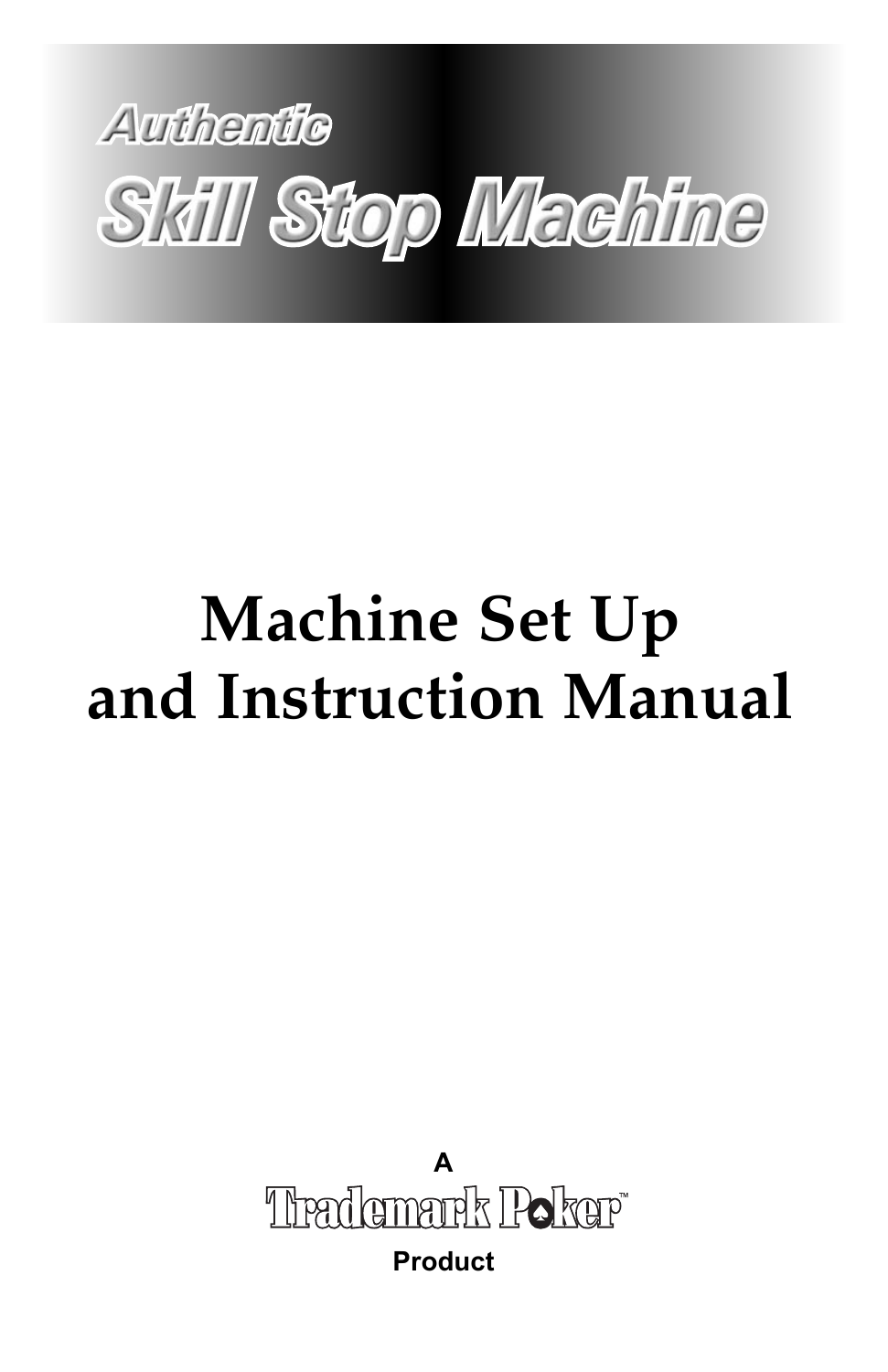*Authentic*

# Skill Stop Machine

# Machine Set Up and Instruction Manual

A

Trademark Poker™

Product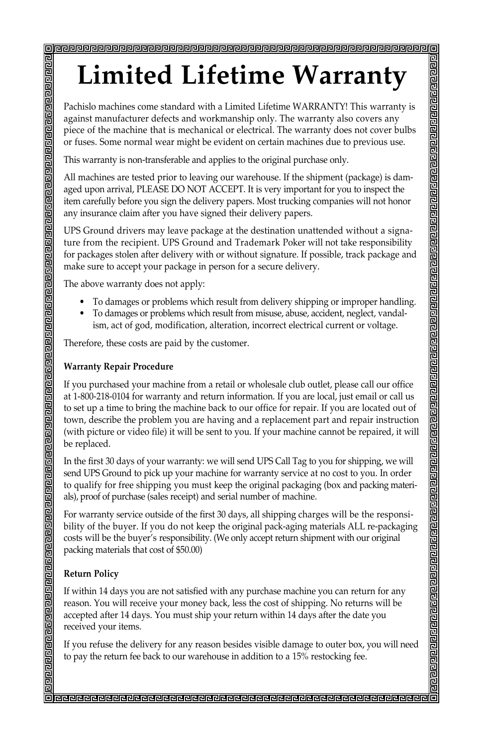# Limited Lifetime Warranty

Pachislo machines come standard with a Limited Lifetime WARRANTY! This warranty is against manufacturer defects and workmanship only. The warranty also covers any piece of the machine that is mechanical or electrical. The warranty does not cover bulbs or fuses. Some normal wear might be evident on certain machines due to previous use.

This warranty is non-transferable and applies to the original purchase only.

All machines are tested prior to leaving our warehouse. If the shipment (package) is damaged upon arrival, PLEASE DO NOT ACCEPT. It is very important for you to inspect the item carefully before you sign the delivery papers. Most trucking companies will not honor any insurance claim after you have signed their delivery papers.

UPS Ground drivers may leave package at the destination unattended without a signature from the recipient. UPS Ground and Trademark Poker will not take responsibility for packages stolen after delivery with or without signature. If possible, track package and make sure to accept your package in person for a secure delivery.

The above warranty does not apply:

- To damages or problems which result from delivery shipping or improper handling.
- To damages or problems which result from misuse, abuse, accident, neglect, vandalism, act of god, modification, alteration, incorrect electrical current or voltage.

Therefore, these costs are paid by the customer.

**Warranty Repair Procedure**

If you purchased your machine from a retail or wholesale club outlet, please call our office at 1-800-218-0104 for warranty and return information. If you are local, just email or call us to set up a time to bring the machine back to our office for repair. If you are located out of town, describe the problem you are having and a replacement part and repair instruction (with picture or video file) it will be sent to you. If your machine cannot be repaired, it will be replaced.

In the first 30 days of your warranty: we will send UPS Call Tag to you for shipping, we will send UPS Ground to pick up your machine for warranty service at no cost to you. In order to qualify for free shipping you must keep the original packaging (box and packing materials), proof of purchase (sales receipt) and serial number of machine.

For warranty service outside of the first 30 days, all shipping charges will be the responsibility of the buyer. If you do not keep the original pack-aging materials ALL re-packaging costs will be the buyer's responsibility. (We only accept return shipment with our original packing materials that cost of $50.00)

**Return Policy**

If within 14 days you are not satisfied with any purchase machine you can return for any reason. You will receive your money back, less the cost of shipping. No returns will be accepted after 14 days. You must ship your return within 14 days after the date you received your items.

If you refuse the delivery for any reason besides visible damage to outer box, you will need to pay the return fee back to our warehouse in addition to a 15% restocking fee.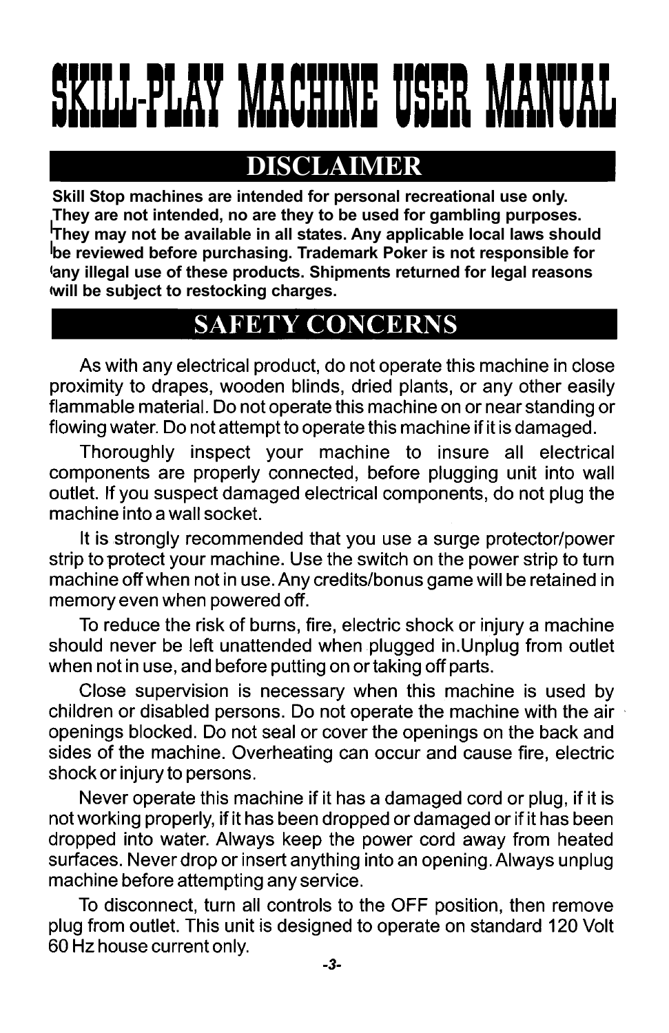# SKILL-PLAY MACHINE USER MANUAL

## DISCLAIMER

**Skill Stop machines are intended for personal recreational use only. They are not intended, no are they to be used for gambling purposes. They may not be available in all states. Any applicable local laws should be reviewed before purchasing. Trademark Poker is not responsible for any illegal use of these products. Shipments returned for legal reasons will be subject to restocking charges.**

## SAFETY CONCERNS

As with any electrical product, do not operate this machine in close proximity to drapes, wooden blinds, dried plants, or any other easily flammable material. Do not operate this machine on or near standing or flowing water. Do not attempt to operate this machine if it is damaged.

Thoroughly inspect your machine to insure all electrical components are properly connected, before plugging unit into wall outlet. If you suspect damaged electrical components, do not plug the machine into a wall socket.

It is strongly recommended that you use a surge protector/power strip to protect your machine. Use the switch on the power strip to turn machine off when not in use. Any credits/bonus game will be retained in memory even when powered off.

To reduce the risk of burns, fire, electric shock or injury a machine should never be left unattended when plugged in.Unplug from outlet when not in use, and before putting on or taking off parts.

Close supervision is necessary when this machine is used by children or disabled persons. Do not operate the machine with the air openings blocked. Do not seal or cover the openings on the back and sides of the machine. Overheating can occur and cause fire, electric shock or injury to persons.

Never operate this machine if it has a damaged cord or plug, if it is not working properly, if it has been dropped or damaged or if it has been dropped into water. Always keep the power cord away from heated surfaces. Never drop or insert anything into an opening. Always unplug machine before attempting any service.

To disconnect, turn all controls to the OFF position, then remove plug from outlet. This unit is designed to operate on standard 120 Volt 60 Hz house current only.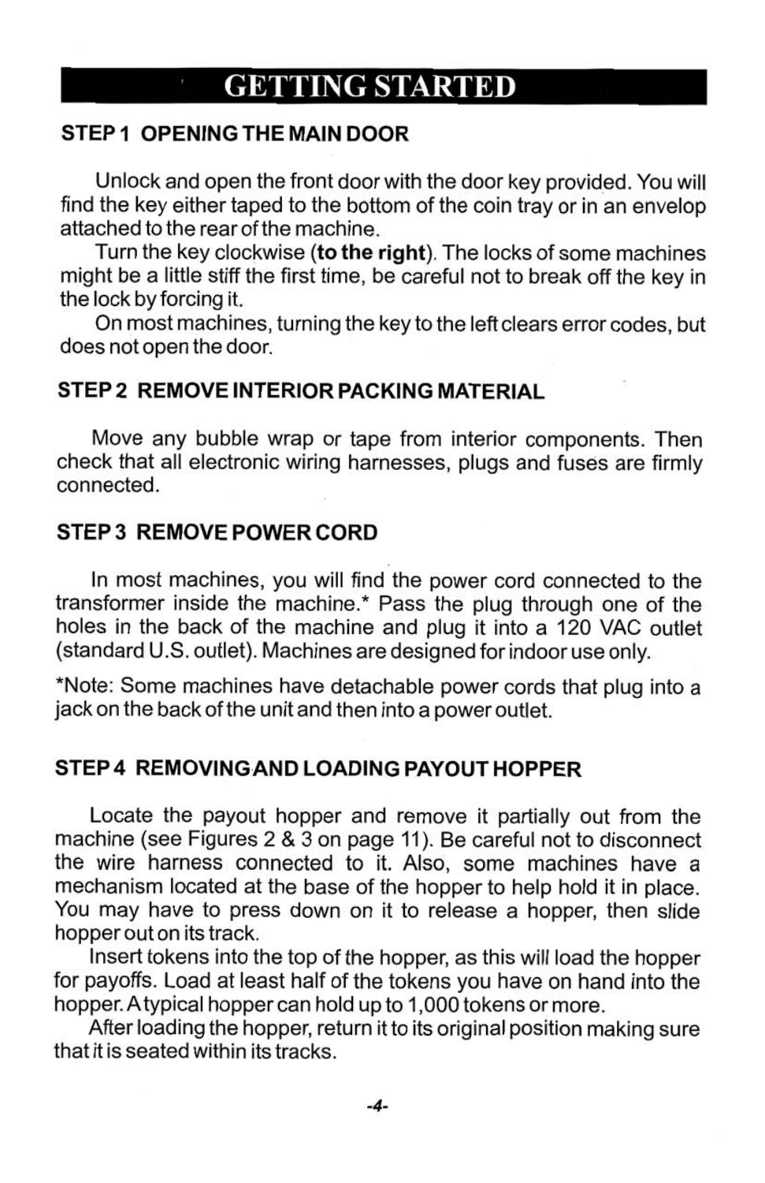# GETTING STARTED

## STEP 1 OPENING THE MAIN DOOR

Unlock and open the front door with the door key provided. You will find the key either taped to the bottom of the coin tray or in an envelop attached to the rear of the machine.

Turn the key clockwise (**to the right**). The locks of some machines might be a little stiff the first time, be careful not to break off the key in the lock by forcing it.

On most machines, turning the key to the left clears error codes, but does not open the door.

## STEP 2 REMOVE INTERIOR PACKING MATERIAL

Move any bubble wrap or tape from interior components. Then check that all electronic wiring harnesses, plugs and fuses are firmly connected.

## STEP 3 REMOVE POWER CORD

In most machines, you will find the power cord connected to the transformer inside the machine.* Pass the plug through one of the holes in the back of the machine and plug it into a 120 VAC outlet (standard U.S. outlet). Machines are designed for indoor use only.

*Note: Some machines have detachable power cords that plug into a jack on the back of the unit and then into a power outlet.

## STEP 4 REMOVINGAND LOADING PAYOUT HOPPER

Locate the payout hopper and remove it partially out from the machine (see Figures 2 & 3 on page 11). Be careful not to disconnect the wire harness connected to it. Also, some machines have a mechanism located at the base of the hopper to help hold it in place. You may have to press down on it to release a hopper, then slide hopper out on its track.

Insert tokens into the top of the hopper, as this will load the hopper for payoffs. Load at least half of the tokens you have on hand into the hopper. A typical hopper can hold up to 1,000 tokens or more.

After loading the hopper, return it to its original position making sure that it is seated within its tracks.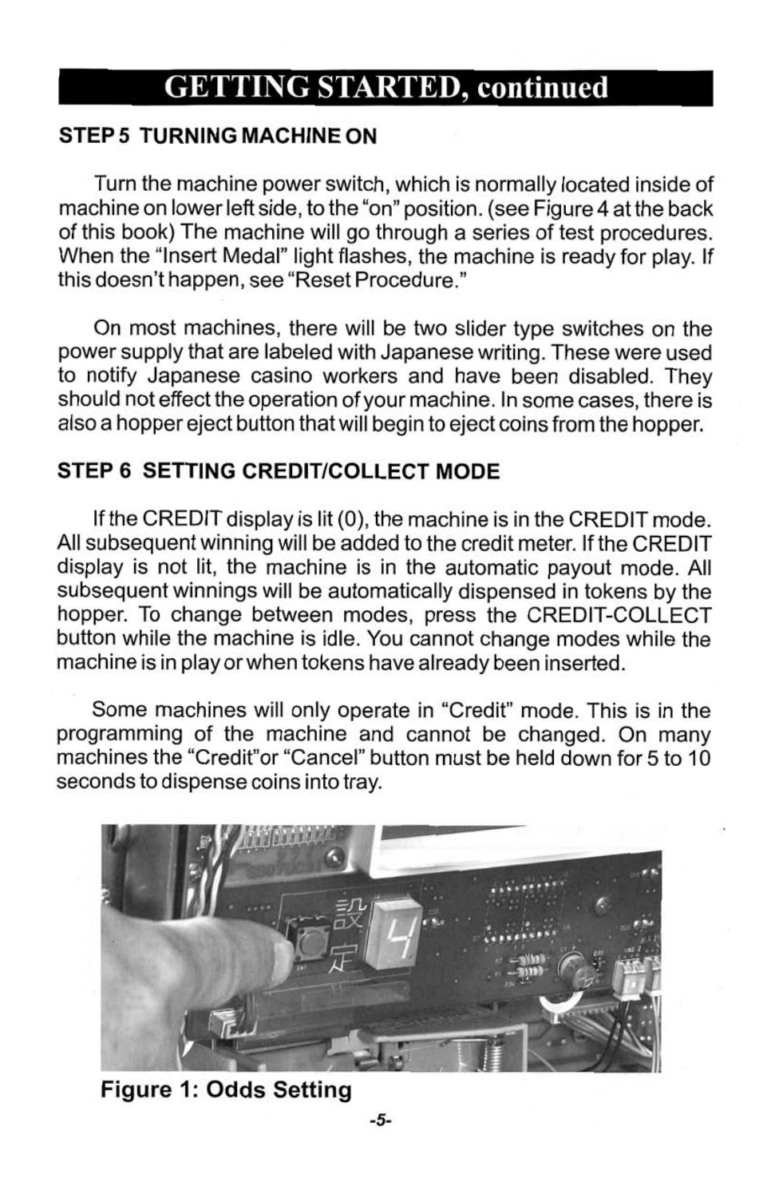## GETTING STARTED, continued

### STEP 5 TURNING MACHINE ON

Turn the machine power switch, which is normally located inside of machine on lower left side, to the "on" position. (see Figure 4 at the back of this book) The machine will go through a series of test procedures. When the "Insert Medal" light flashes, the machine is ready for play. If this doesn't happen, see "Reset Procedure."

On most machines, there will be two slider type switches on the power supply that are labeled with Japanese writing. These were used to notify Japanese casino workers and have been disabled. They should not effect the operation of your machine. In some cases, there is also a hopper eject button that will begin to eject coins from the hopper.

### STEP 6 SETTING CREDIT/COLLECT MODE

If the CREDIT display is lit (0), the machine is in the CREDIT mode. All subsequent winning will be added to the credit meter. If the CREDIT display is not lit, the machine is in the automatic payout mode. All subsequent winnings will be automatically dispensed in tokens by the hopper. To change between modes, press the CREDIT-COLLECT button while the machine is idle. You cannot change modes while the machine is in play or when tokens have already been inserted.

Some machines will only operate in "Credit" mode. This is in the programming of the machine and cannot be changed. On many machines the "Credit"or "Cancel" button must be held down for 5 to 10 seconds to dispense coins into tray.

**Figure 1: Odds Setting**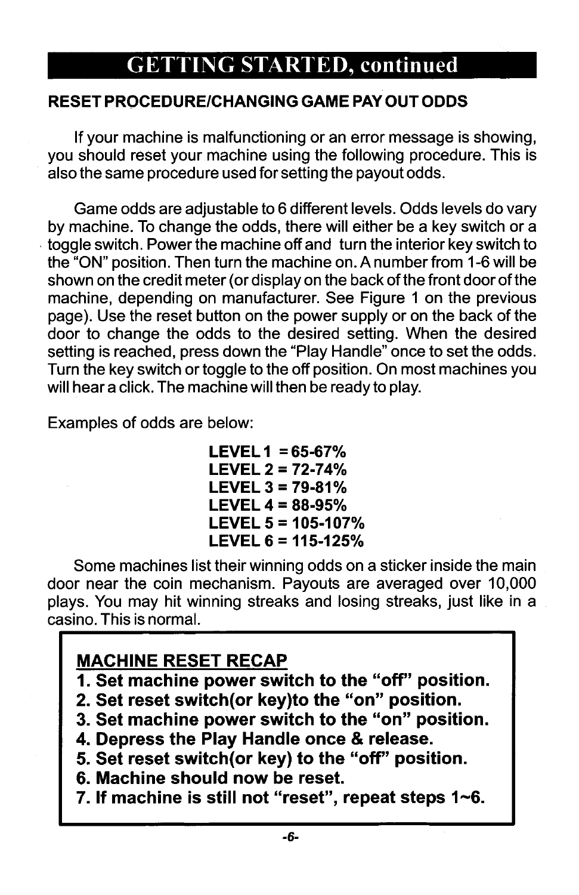# GETTING STARTED, continued

## RESET PROCEDURE/CHANGING GAME PAY OUT ODDS

If your machine is malfunctioning or an error message is showing, you should reset your machine using the following procedure. This is also the same procedure used for setting the payout odds.

Game odds are adjustable to 6 different levels. Odds levels do vary by machine. To change the odds, there will either be a key switch or a toggle switch. Power the machine off and turn the interior key switch to the "ON" position. Then turn the machine on. A number from 1-6 will be shown on the credit meter (or display on the back of the front door of the machine, depending on manufacturer. See Figure 1 on the previous page). Use the reset button on the power supply or on the back of the door to change the odds to the desired setting. When the desired setting is reached, press down the "Play Handle" once to set the odds. Turn the key switch or toggle to the off position. On most machines you will hear a click. The machine will then be ready to play.

Examples of odds are below:

**LEVEL 1 = 65-67%**
**LEVEL 2 = 72-74%**
**LEVEL 3 = 79-81%**
**LEVEL 4 = 88-95%**
**LEVEL 5 = 105-107%**
**LEVEL 6 = 115-125%**

Some machines list their winning odds on a sticker inside the main door near the coin mechanism. Payouts are averaged over 10,000 plays. You may hit winning streaks and losing streaks, just like in a casino. This is normal.

**MACHINE RESET RECAP**

1. **Set machine power switch to the "off" position.**
2. **Set reset switch(or key)to the "on" position.**
3. **Set machine power switch to the "on" position.**
4. **Depress the Play Handle once & release.**
5. **Set reset switch(or key) to the "off" position.**
6. **Machine should now be reset.**
7. **If machine is still not "reset", repeat steps 1~6.**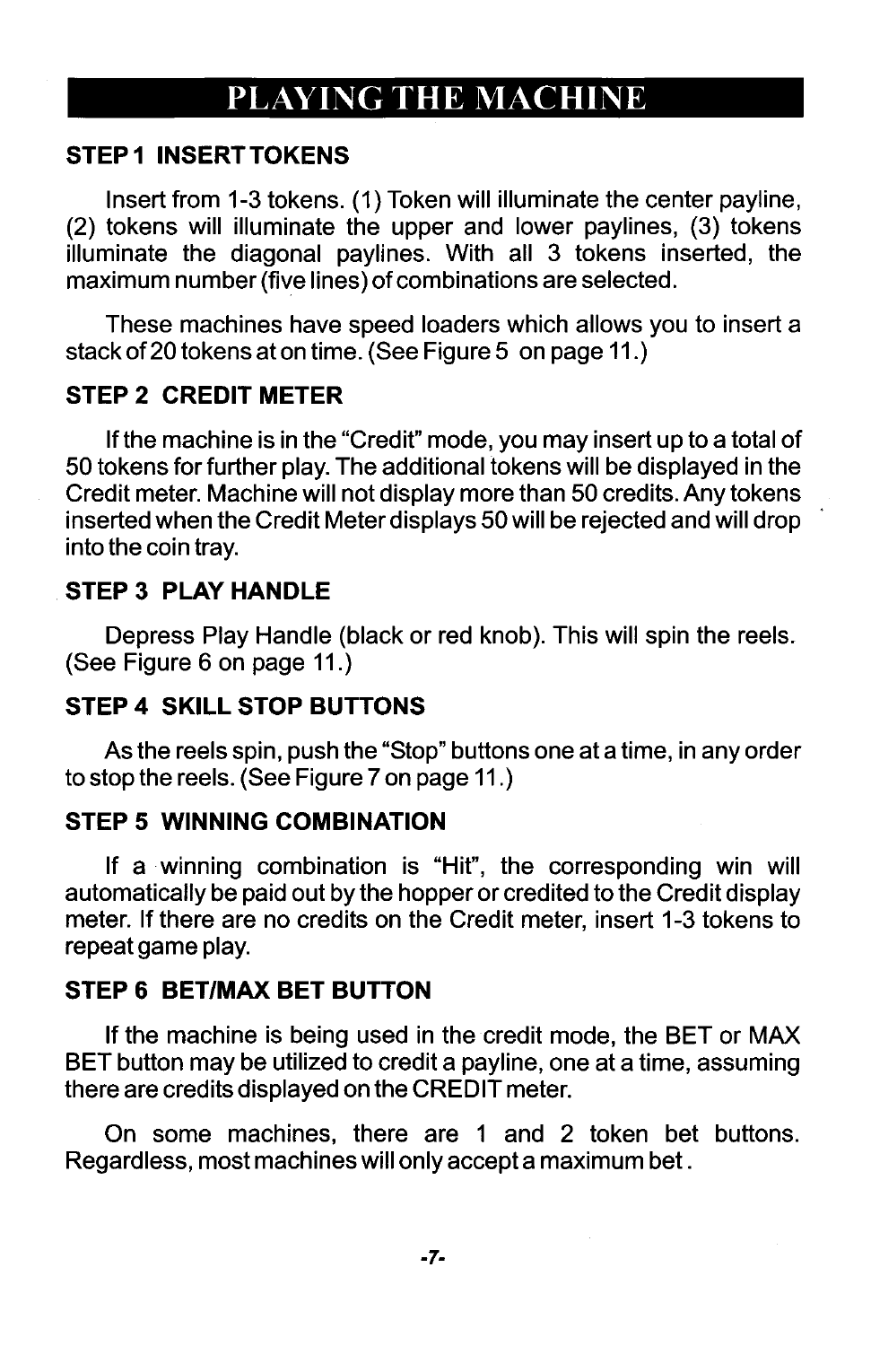# PLAYING THE MACHINE

### STEP 1 INSERT TOKENS

Insert from 1-3 tokens. (1) Token will illuminate the center payline, (2) tokens will illuminate the upper and lower paylines, (3) tokens illuminate the diagonal paylines. With all 3 tokens inserted, the maximum number (five lines) of combinations are selected.

These machines have speed loaders which allows you to insert a stack of 20 tokens at on time. (See Figure 5 on page 11.)

### STEP 2 CREDIT METER

If the machine is in the "Credit" mode, you may insert up to a total of 50 tokens for further play. The additional tokens will be displayed in the Credit meter. Machine will not display more than 50 credits. Any tokens inserted when the Credit Meter displays 50 will be rejected and will drop into the coin tray.

### STEP 3 PLAY HANDLE

Depress Play Handle (black or red knob). This will spin the reels. (See Figure 6 on page 11.)

### STEP 4 SKILL STOP BUTTONS

As the reels spin, push the "Stop" buttons one at a time, in any order to stop the reels. (See Figure 7 on page 11.)

### STEP 5 WINNING COMBINATION

If a winning combination is "Hit", the corresponding win will automatically be paid out by the hopper or credited to the Credit display meter. If there are no credits on the Credit meter, insert 1-3 tokens to repeat game play.

### STEP 6 BET/MAX BET BUTTON

If the machine is being used in the credit mode, the BET or MAX BET button may be utilized to credit a payline, one at a time, assuming there are credits displayed on the CREDIT meter.

On some machines, there are 1 and 2 token bet buttons. Regardless, most machines will only accept a maximum bet.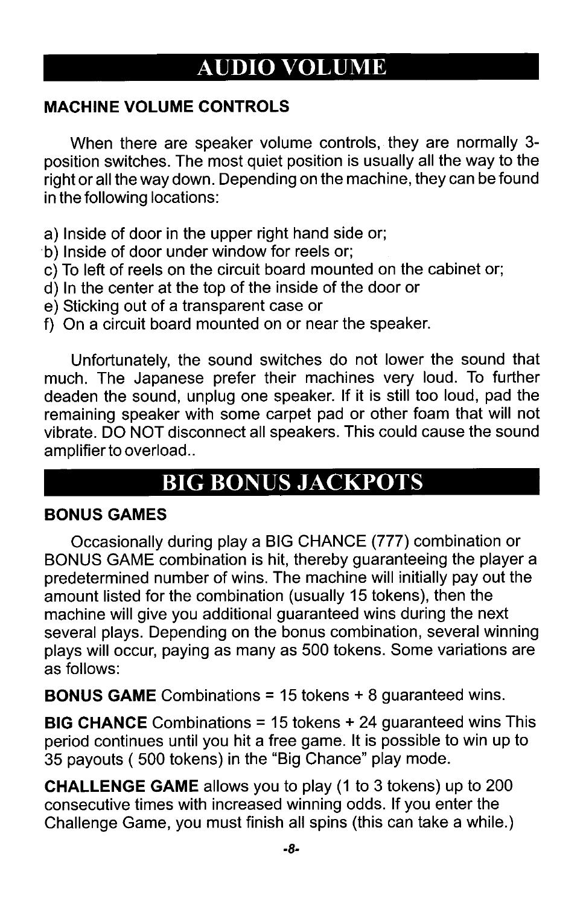# AUDIO VOLUME

### MACHINE VOLUME CONTROLS

When there are speaker volume controls, they are normally 3-position switches. The most quiet position is usually all the way to the right or all the way down. Depending on the machine, they can be found in the following locations:

a) Inside of door in the upper right hand side or;
b) Inside of door under window for reels or;
c) To left of reels on the circuit board mounted on the cabinet or;
d) In the center at the top of the inside of the door or
e) Sticking out of a transparent case or
f) On a circuit board mounted on or near the speaker.

Unfortunately, the sound switches do not lower the sound that much. The Japanese prefer their machines very loud. To further deaden the sound, unplug one speaker. If it is still too loud, pad the remaining speaker with some carpet pad or other foam that will not vibrate. DO NOT disconnect all speakers. This could cause the sound amplifier to overload..

# BIG BONUS JACKPOTS

### BONUS GAMES

Occasionally during play a BIG CHANCE (777) combination or BONUS GAME combination is hit, thereby guaranteeing the player a predetermined number of wins. The machine will initially pay out the amount listed for the combination (usually 15 tokens), then the machine will give you additional guaranteed wins during the next several plays. Depending on the bonus combination, several winning plays will occur, paying as many as 500 tokens. Some variations are as follows:

**BONUS GAME** Combinations = 15 tokens + 8 guaranteed wins.

**BIG CHANCE** Combinations = 15 tokens + 24 guaranteed wins This period continues until you hit a free game. It is possible to win up to 35 payouts ( 500 tokens) in the "Big Chance" play mode.

**CHALLENGE GAME** allows you to play (1 to 3 tokens) up to 200 consecutive times with increased winning odds. If you enter the Challenge Game, you must finish all spins (this can take a while.)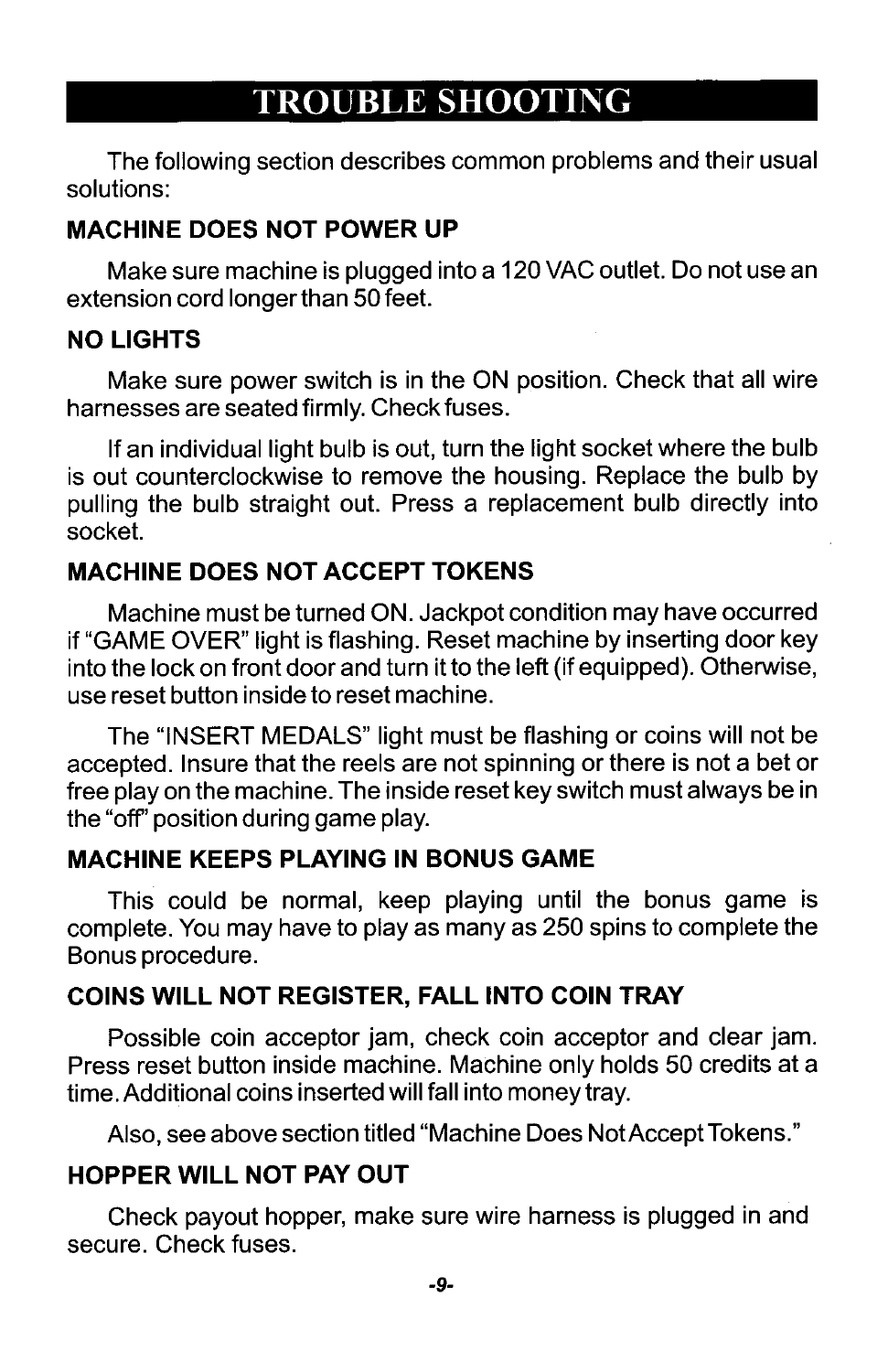# TROUBLE SHOOTING

The following section describes common problems and their usual solutions:

### MACHINE DOES NOT POWER UP

Make sure machine is plugged into a 120 VAC outlet. Do not use an extension cord longer than 50 feet.

### NO LIGHTS

Make sure power switch is in the ON position. Check that all wire harnesses are seated firmly. Check fuses.

If an individual light bulb is out, turn the light socket where the bulb is out counterclockwise to remove the housing. Replace the bulb by pulling the bulb straight out. Press a replacement bulb directly into socket.

### MACHINE DOES NOT ACCEPT TOKENS

Machine must be turned ON. Jackpot condition may have occurred if "GAME OVER" light is flashing. Reset machine by inserting door key into the lock on front door and turn it to the left (if equipped). Otherwise, use reset button inside to reset machine.

The "INSERT MEDALS" light must be flashing or coins will not be accepted. Insure that the reels are not spinning or there is not a bet or free play on the machine. The inside reset key switch must always be in the "off" position during game play.

### MACHINE KEEPS PLAYING IN BONUS GAME

This could be normal, keep playing until the bonus game is complete. You may have to play as many as 250 spins to complete the Bonus procedure.

### COINS WILL NOT REGISTER, FALL INTO COIN TRAY

Possible coin acceptor jam, check coin acceptor and clear jam. Press reset button inside machine. Machine only holds 50 credits at a time. Additional coins inserted will fall into money tray.

Also, see above section titled "Machine Does Not Accept Tokens."

### HOPPER WILL NOT PAY OUT

Check payout hopper, make sure wire harness is plugged in and secure. Check fuses.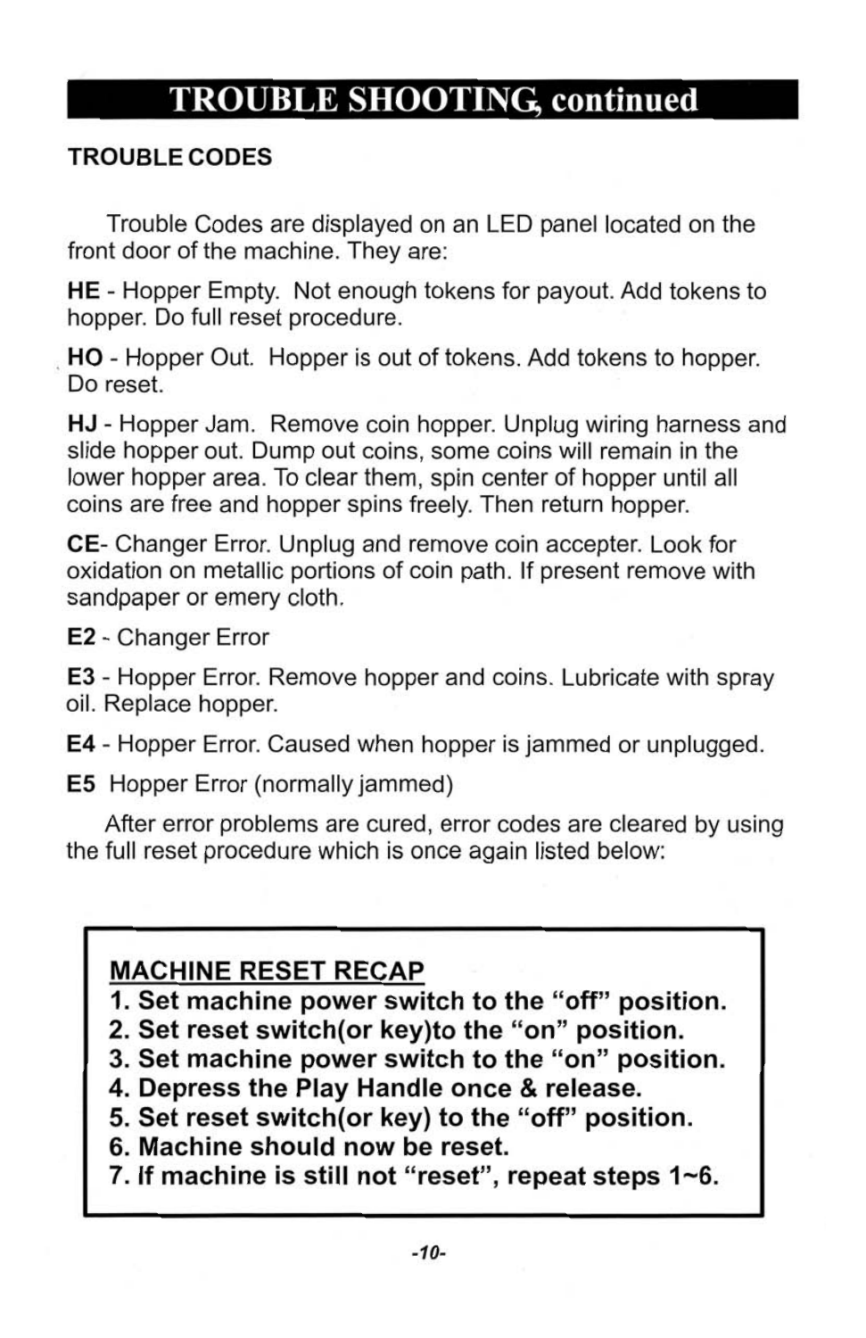# TROUBLE SHOOTING, continued

## TROUBLE CODES

Trouble Codes are displayed on an LED panel located on the front door of the machine. They are:

**HE** - Hopper Empty. Not enough tokens for payout. Add tokens to hopper. Do full reset procedure.

**HO** - Hopper Out. Hopper is out of tokens. Add tokens to hopper. Do reset.

**HJ** - Hopper Jam. Remove coin hopper. Unplug wiring harness and slide hopper out. Dump out coins, some coins will remain in the lower hopper area. To clear them, spin center of hopper until all coins are free and hopper spins freely. Then return hopper.

**CE**- Changer Error. Unplug and remove coin accepter. Look for oxidation on metallic portions of coin path. If present remove with sandpaper or emery cloth.

**E2** - Changer Error

**E3** - Hopper Error. Remove hopper and coins. Lubricate with spray oil. Replace hopper.

**E4** - Hopper Error. Caused when hopper is jammed or unplugged.

**E5** Hopper Error (normally jammed)

After error problems are cured, error codes are cleared by using the full reset procedure which is once again listed below:

**MACHINE RESET RECAP**

1. **Set machine power switch to the "off" position.**
2. **Set reset switch(or key)to the "on" position.**
3. **Set machine power switch to the "on" position.**
4. **Depress the Play Handle once & release.**
5. **Set reset switch(or key) to the "off" position.**
6. **Machine should now be reset.**
7. **If machine is still not "reset", repeat steps 1~6.**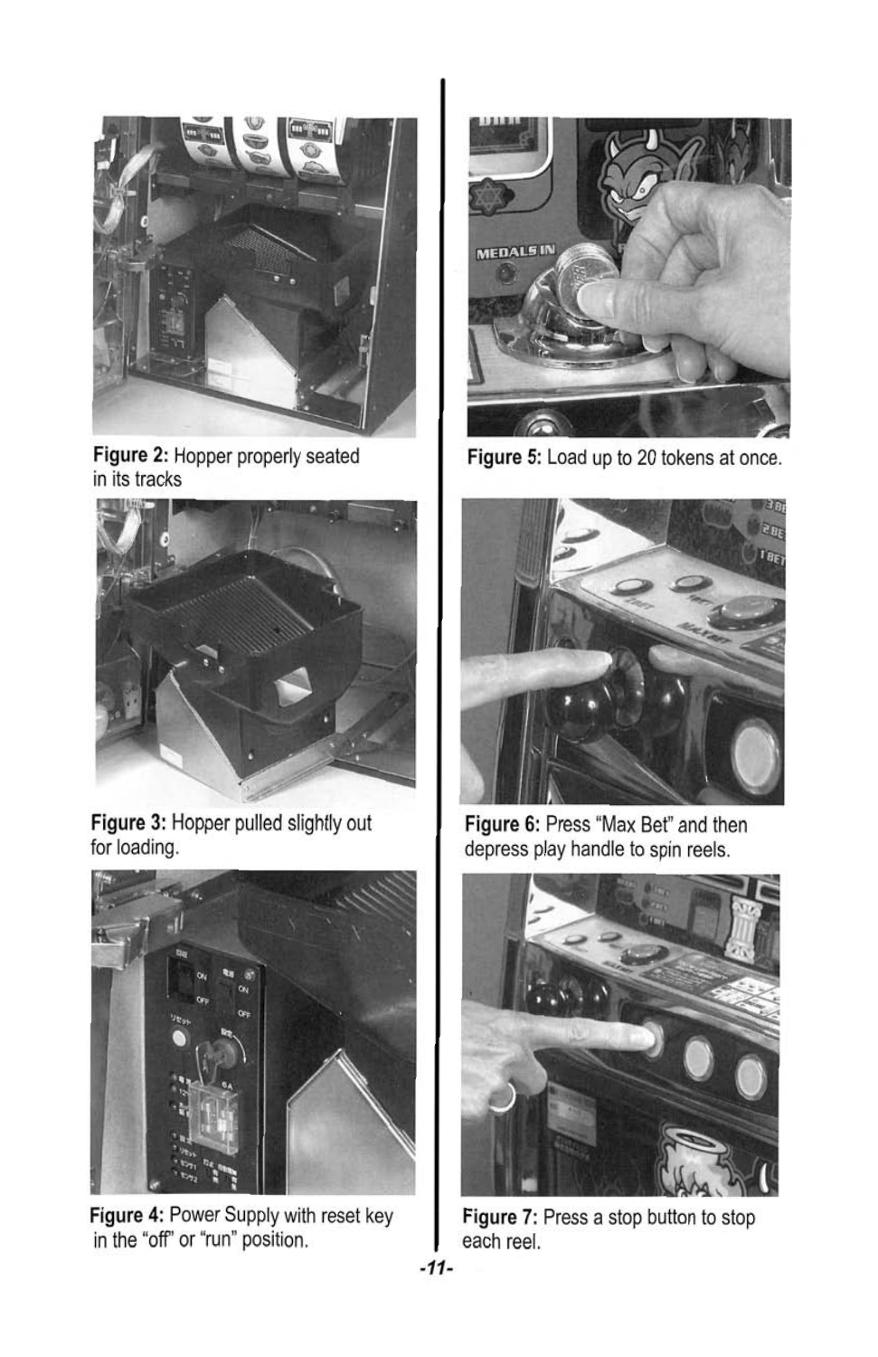Figure 2: Hopper properly seated in its tracks

Figure 3: Hopper pulled slightly out for loading.

Figure 4: Power Supply with reset key in the "off" or "run" position.

Figure 5: Load up to 20 tokens at once.

Figure 6: Press "Max Bet" and then depress play handle to spin reels.

Figure 7: Press a stop button to stop each reel.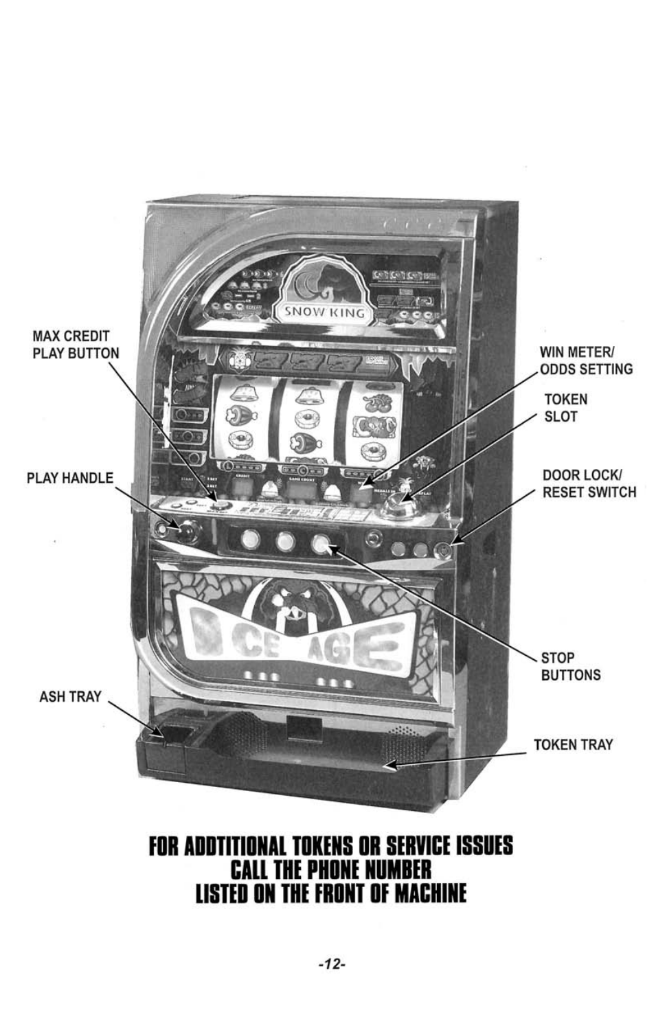MAX CREDIT PLAY BUTTON

PLAY HANDLE

ASH TRAY

WIN METER/ ODDS SETTING

TOKEN SLOT

DOOR LOCK/ RESET SWITCH

STOP BUTTONS

TOKEN TRAY

**FOR ADDTITIONAL TOKENS OR SERVICE ISSUES CALL THE PHONE NUMBER LISTED ON THE FRONT OF MACHINE**